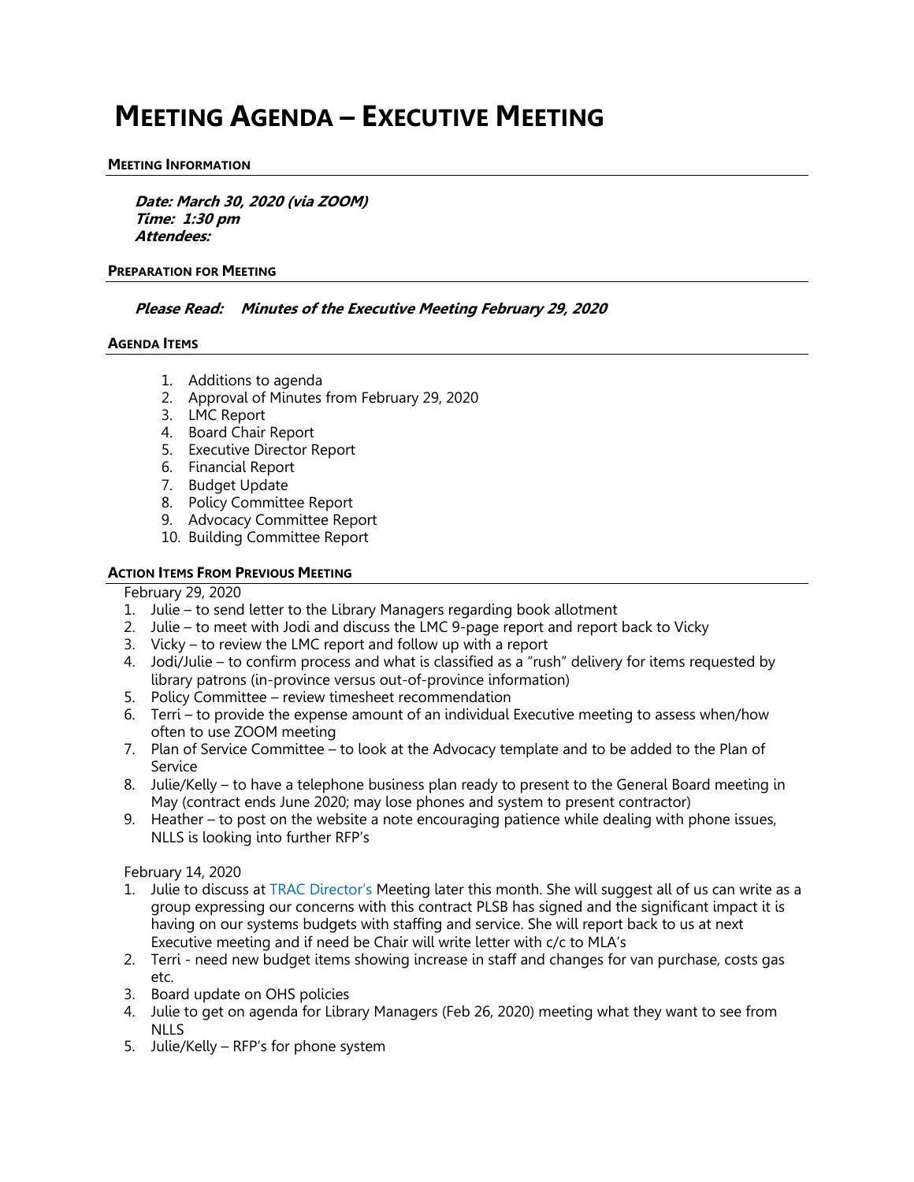# MEETING AGENDA – EXECUTIVE MEETING

## MEETING INFORMATION

***Date: March 30, 2020 (via ZOOM)***
***Time: 1:30 pm***
***Attendees:***

## PREPARATION FOR MEETING

***Please Read: Minutes of the Executive Meeting February 29, 2020***

## AGENDA ITEMS

1. Additions to agenda
2. Approval of Minutes from February 29, 2020
3. LMC Report
4. Board Chair Report
5. Executive Director Report
6. Financial Report
7. Budget Update
8. Policy Committee Report
9. Advocacy Committee Report
10. Building Committee Report

## ACTION ITEMS FROM PREVIOUS MEETING

February 29, 2020

1. Julie – to send letter to the Library Managers regarding book allotment
2. Julie – to meet with Jodi and discuss the LMC 9-page report and report back to Vicky
3. Vicky – to review the LMC report and follow up with a report
4. Jodi/Julie – to confirm process and what is classified as a "rush" delivery for items requested by library patrons (in-province versus out-of-province information)
5. Policy Committee – review timesheet recommendation
6. Terri – to provide the expense amount of an individual Executive meeting to assess when/how often to use ZOOM meeting
7. Plan of Service Committee – to look at the Advocacy template and to be added to the Plan of Service
8. Julie/Kelly – to have a telephone business plan ready to present to the General Board meeting in May (contract ends June 2020; may lose phones and system to present contractor)
9. Heather – to post on the website a note encouraging patience while dealing with phone issues, NLLS is looking into further RFP's

February 14, 2020

1. Julie to discuss at TRAC Director's Meeting later this month. She will suggest all of us can write as a group expressing our concerns with this contract PLSB has signed and the significant impact it is having on our systems budgets with staffing and service. She will report back to us at next Executive meeting and if need be Chair will write letter with c/c to MLA's
2. Terri - need new budget items showing increase in staff and changes for van purchase, costs gas etc.
3. Board update on OHS policies
4. Julie to get on agenda for Library Managers (Feb 26, 2020) meeting what they want to see from NLLS
5. Julie/Kelly – RFP's for phone system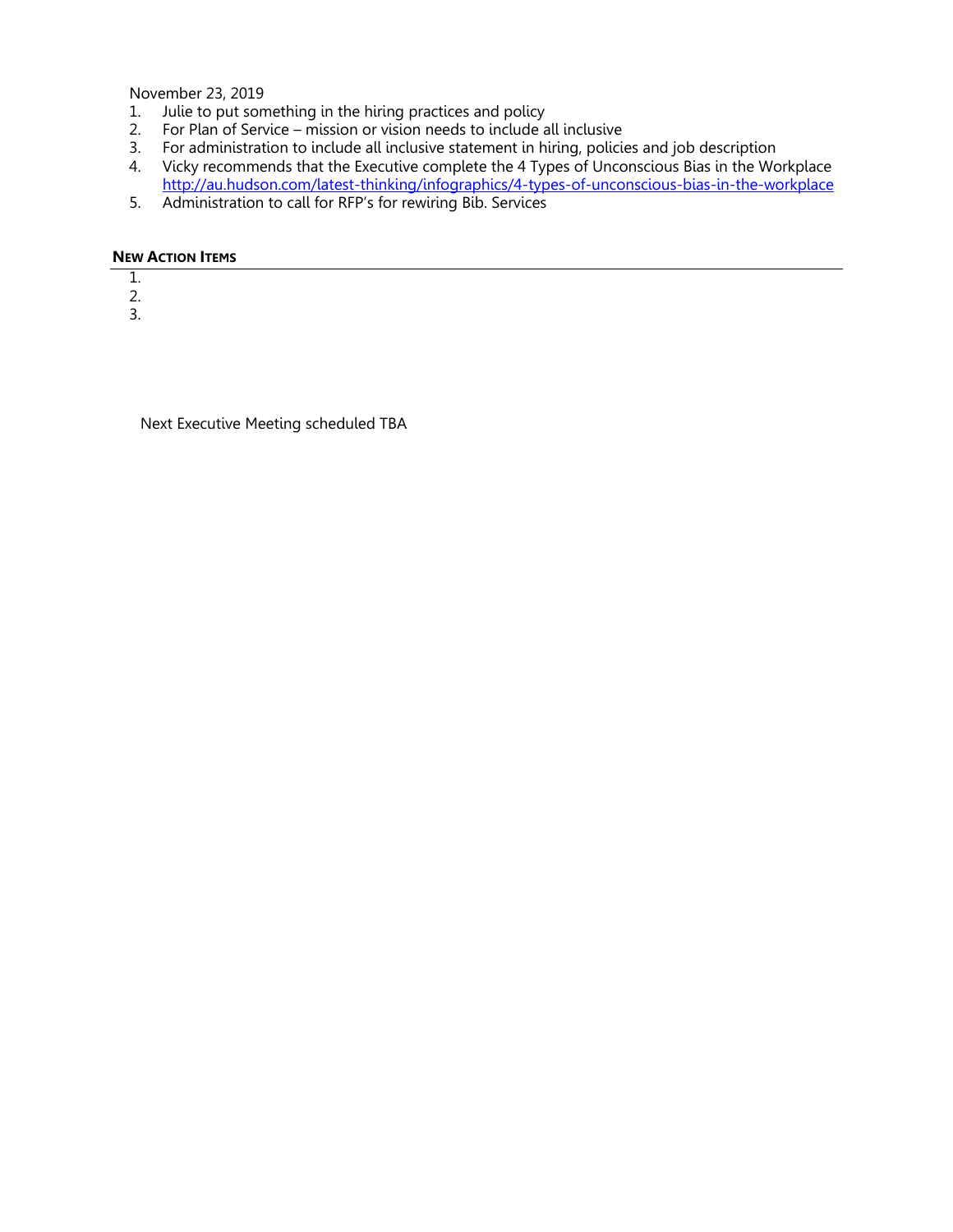November 23, 2019

1. Julie to put something in the hiring practices and policy
2. For Plan of Service – mission or vision needs to include all inclusive
3. For administration to include all inclusive statement in hiring, policies and job description
4. Vicky recommends that the Executive complete the 4 Types of Unconscious Bias in the Workplace http://au.hudson.com/latest-thinking/infographics/4-types-of-unconscious-bias-in-the-workplace
5. Administration to call for RFP's for rewiring Bib. Services

**NEW ACTION ITEMS**

1. 
2. 
3. 

Next Executive Meeting scheduled TBA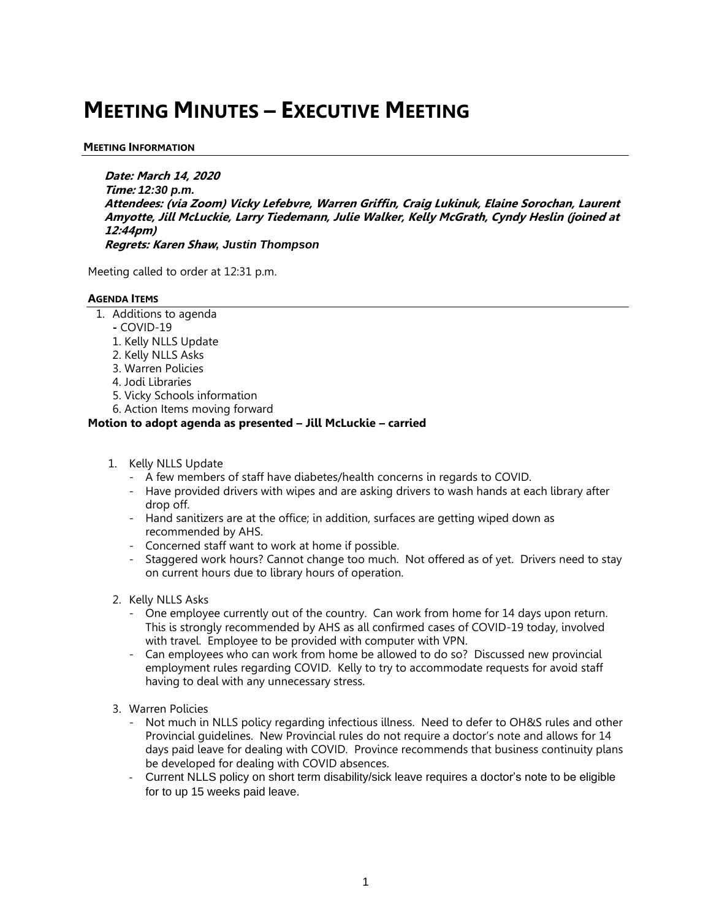# Meeting Minutes – Executive Meeting

### Meeting Information

***Date: March 14, 2020***
***Time: 12:30 p.m.***
***Attendees: (via Zoom) Vicky Lefebvre, Warren Griffin, Craig Lukinuk, Elaine Sorochan, Laurent Amyotte, Jill McLuckie, Larry Tiedemann, Julie Walker, Kelly McGrath, Cyndy Heslin (joined at 12:44pm)***
***Regrets: Karen Shaw, Justin Thompson***

Meeting called to order at 12:31 p.m.

### Agenda Items

1. Additions to agenda
   - COVID-19
   1. Kelly NLLS Update
   2. Kelly NLLS Asks
   3. Warren Policies
   4. Jodi Libraries
   5. Vicky Schools information
   6. Action Items moving forward

**Motion to adopt agenda as presented – Jill McLuckie – carried**

1. Kelly NLLS Update
   - A few members of staff have diabetes/health concerns in regards to COVID.
   - Have provided drivers with wipes and are asking drivers to wash hands at each library after drop off.
   - Hand sanitizers are at the office; in addition, surfaces are getting wiped down as recommended by AHS.
   - Concerned staff want to work at home if possible.
   - Staggered work hours? Cannot change too much. Not offered as of yet. Drivers need to stay on current hours due to library hours of operation.

2. Kelly NLLS Asks
   - One employee currently out of the country. Can work from home for 14 days upon return. This is strongly recommended by AHS as all confirmed cases of COVID-19 today, involved with travel. Employee to be provided with computer with VPN.
   - Can employees who can work from home be allowed to do so? Discussed new provincial employment rules regarding COVID. Kelly to try to accommodate requests for avoid staff having to deal with any unnecessary stress.

3. Warren Policies
   - Not much in NLLS policy regarding infectious illness. Need to defer to OH&S rules and other Provincial guidelines. New Provincial rules do not require a doctor's note and allows for 14 days paid leave for dealing with COVID. Province recommends that business continuity plans be developed for dealing with COVID absences.
   - Current NLLS policy on short term disability/sick leave requires a doctor's note to be eligible for to up 15 weeks paid leave.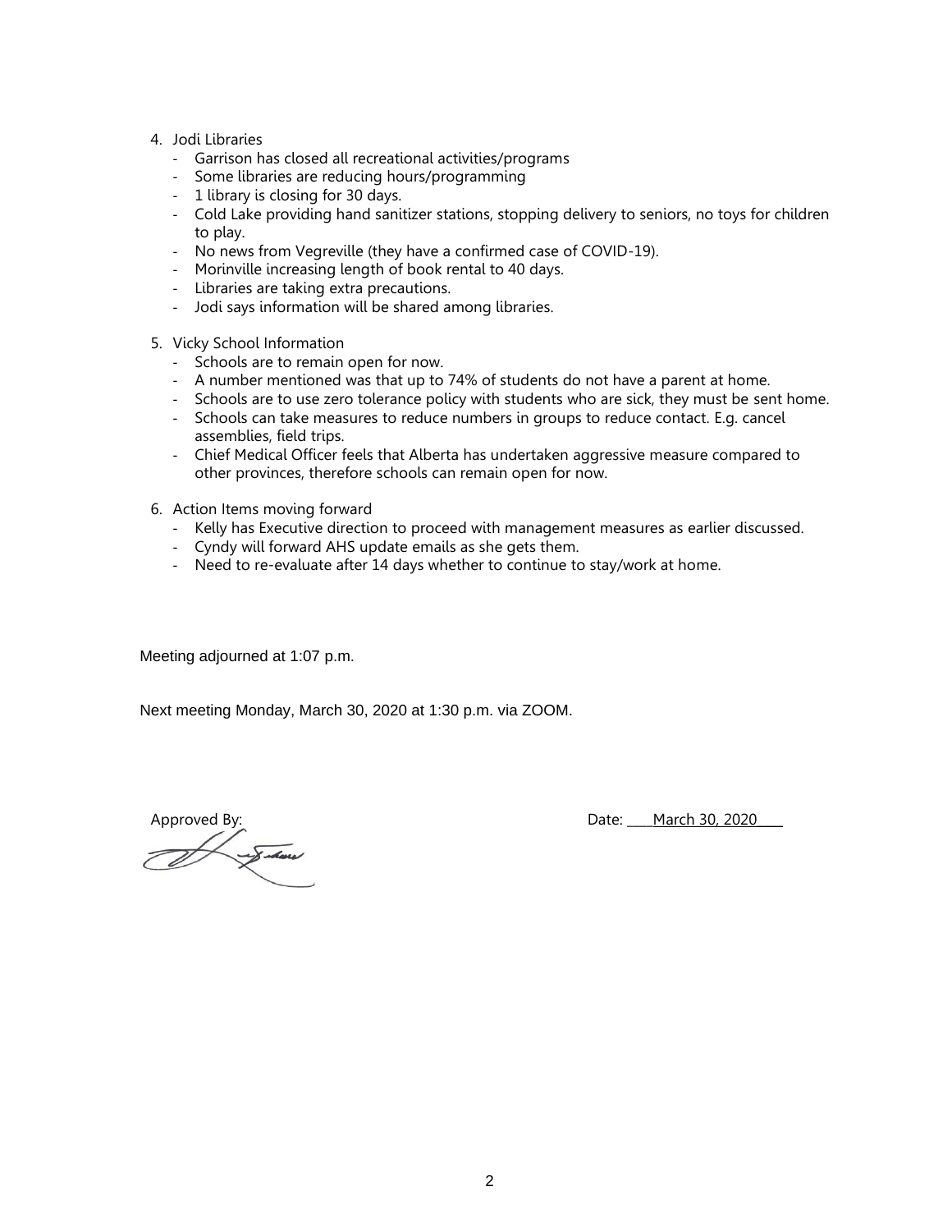4. Jodi Libraries
   - Garrison has closed all recreational activities/programs
   - Some libraries are reducing hours/programming
   - 1 library is closing for 30 days.
   - Cold Lake providing hand sanitizer stations, stopping delivery to seniors, no toys for children to play.
   - No news from Vegreville (they have a confirmed case of COVID-19).
   - Morinville increasing length of book rental to 40 days.
   - Libraries are taking extra precautions.
   - Jodi says information will be shared among libraries.

5. Vicky School Information
   - Schools are to remain open for now.
   - A number mentioned was that up to 74% of students do not have a parent at home.
   - Schools are to use zero tolerance policy with students who are sick, they must be sent home.
   - Schools can take measures to reduce numbers in groups to reduce contact. E.g. cancel assemblies, field trips.
   - Chief Medical Officer feels that Alberta has undertaken aggressive measure compared to other provinces, therefore schools can remain open for now.

6. Action Items moving forward
   - Kelly has Executive direction to proceed with management measures as earlier discussed.
   - Cyndy will forward AHS update emails as she gets them.
   - Need to re-evaluate after 14 days whether to continue to stay/work at home.

Meeting adjourned at 1:07 p.m.

Next meeting Monday, March 30, 2020 at 1:30 p.m. via ZOOM.

Approved By: Date: March 30, 2020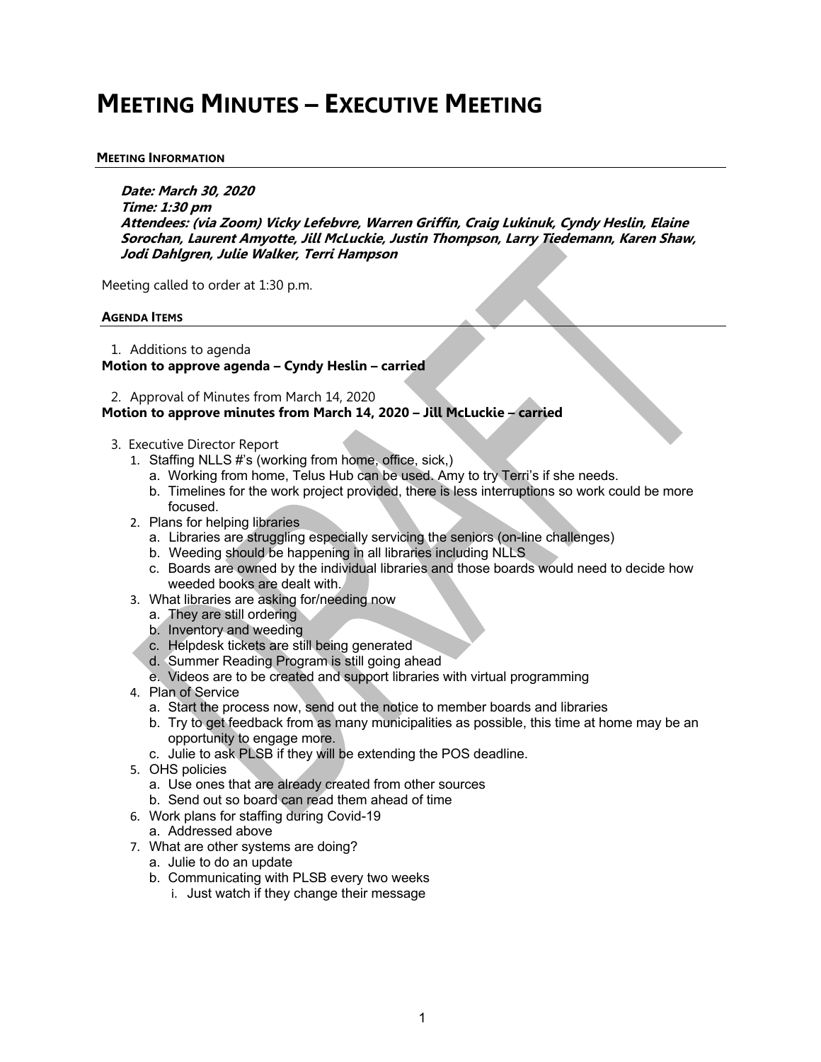# Meeting Minutes – Executive Meeting

#### Meeting Information

***Date: March 30, 2020***
***Time: 1:30 pm***
***Attendees: (via Zoom) Vicky Lefebvre, Warren Griffin, Craig Lukinuk, Cyndy Heslin, Elaine Sorochan, Laurent Amyotte, Jill McLuckie, Justin Thompson, Larry Tiedemann, Karen Shaw, Jodi Dahlgren, Julie Walker, Terri Hampson***

Meeting called to order at 1:30 p.m.

#### Agenda Items

1. Additions to agenda

**Motion to approve agenda – Cyndy Heslin – carried**

2. Approval of Minutes from March 14, 2020

**Motion to approve minutes from March 14, 2020 – Jill McLuckie – carried**

3. Executive Director Report
   1. Staffing NLLS #'s (working from home, office, sick,)
      a. Working from home, Telus Hub can be used. Amy to try Terri's if she needs.
      b. Timelines for the work project provided, there is less interruptions so work could be more focused.
   2. Plans for helping libraries
      a. Libraries are struggling especially servicing the seniors (on-line challenges)
      b. Weeding should be happening in all libraries including NLLS
      c. Boards are owned by the individual libraries and those boards would need to decide how weeded books are dealt with.
   3. What libraries are asking for/needing now
      a. They are still ordering
      b. Inventory and weeding
      c. Helpdesk tickets are still being generated
      d. Summer Reading Program is still going ahead
      e. Videos are to be created and support libraries with virtual programming
   4. Plan of Service
      a. Start the process now, send out the notice to member boards and libraries
      b. Try to get feedback from as many municipalities as possible, this time at home may be an opportunity to engage more.
      c. Julie to ask PLSB if they will be extending the POS deadline.
   5. OHS policies
      a. Use ones that are already created from other sources
      b. Send out so board can read them ahead of time
   6. Work plans for staffing during Covid-19
      a. Addressed above
   7. What are other systems are doing?
      a. Julie to do an update
      b. Communicating with PLSB every two weeks
         i. Just watch if they change their message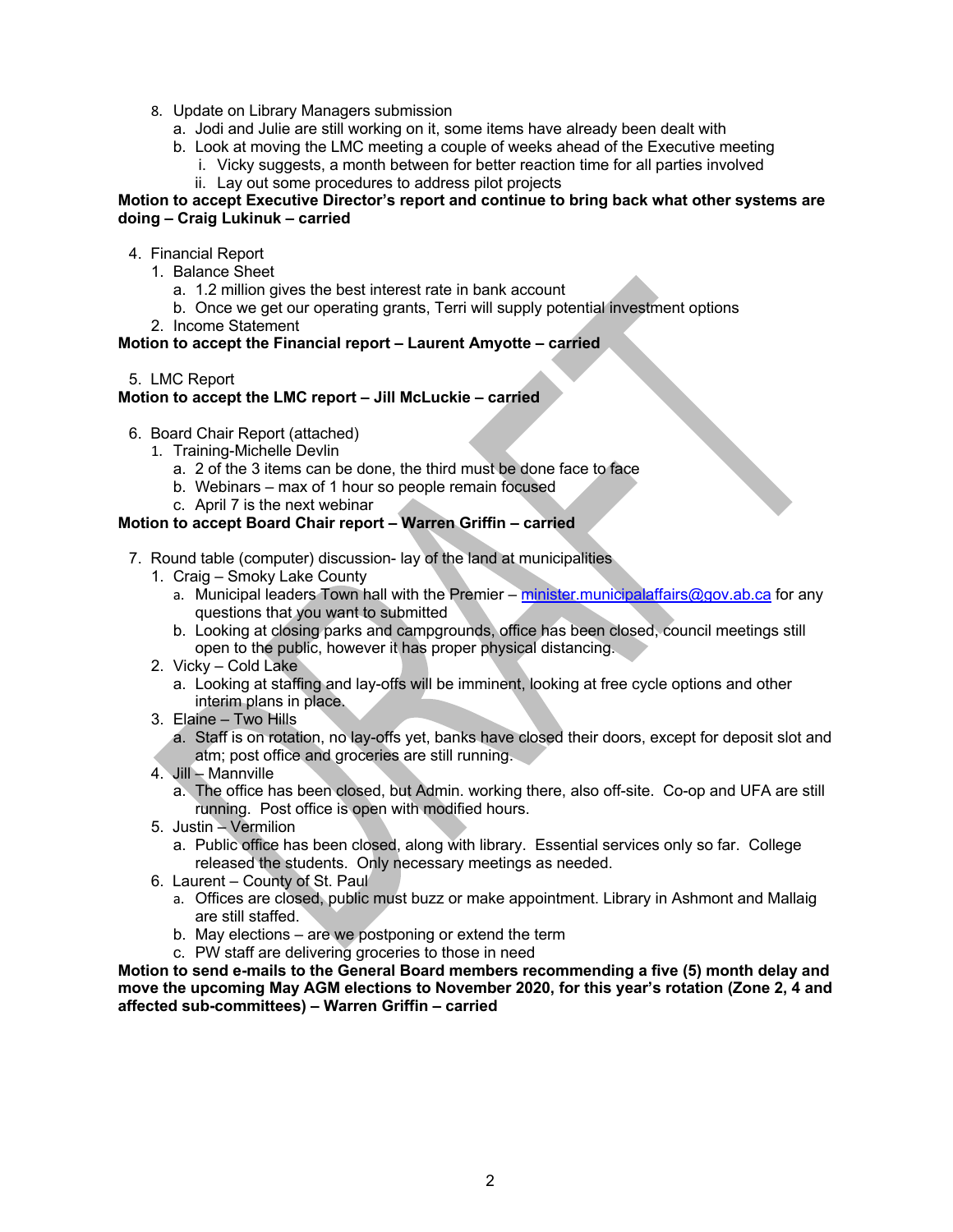8. Update on Library Managers submission
   a. Jodi and Julie are still working on it, some items have already been dealt with
   b. Look at moving the LMC meeting a couple of weeks ahead of the Executive meeting
      i. Vicky suggests, a month between for better reaction time for all parties involved
      ii. Lay out some procedures to address pilot projects

**Motion to accept Executive Director's report and continue to bring back what other systems are doing – Craig Lukinuk – carried**

4. Financial Report
   1. Balance Sheet
      a. 1.2 million gives the best interest rate in bank account
      b. Once we get our operating grants, Terri will supply potential investment options
   2. Income Statement

**Motion to accept the Financial report – Laurent Amyotte – carried**

5. LMC Report

**Motion to accept the LMC report – Jill McLuckie – carried**

6. Board Chair Report (attached)
   1. Training-Michelle Devlin
      a. 2 of the 3 items can be done, the third must be done face to face
      b. Webinars – max of 1 hour so people remain focused
      c. April 7 is the next webinar

**Motion to accept Board Chair report – Warren Griffin – carried**

7. Round table (computer) discussion- lay of the land at municipalities
   1. Craig – Smoky Lake County
      a. Municipal leaders Town hall with the Premier – [minister.municipalaffairs@gov.ab.ca](mailto:minister.municipalaffairs@gov.ab.ca) for any questions that you want to submitted
      b. Looking at closing parks and campgrounds, office has been closed, council meetings still open to the public, however it has proper physical distancing.
   2. Vicky – Cold Lake
      a. Looking at staffing and lay-offs will be imminent, looking at free cycle options and other interim plans in place.
   3. Elaine – Two Hills
      a. Staff is on rotation, no lay-offs yet, banks have closed their doors, except for deposit slot and atm; post office and groceries are still running.
   4. Jill – Mannville
      a. The office has been closed, but Admin. working there, also off-site. Co-op and UFA are still running. Post office is open with modified hours.
   5. Justin – Vermilion
      a. Public office has been closed, along with library. Essential services only so far. College released the students. Only necessary meetings as needed.
   6. Laurent – County of St. Paul
      a. Offices are closed, public must buzz or make appointment. Library in Ashmont and Mallaig are still staffed.
      b. May elections – are we postponing or extend the term
      c. PW staff are delivering groceries to those in need

**Motion to send e-mails to the General Board members recommending a five (5) month delay and move the upcoming May AGM elections to November 2020, for this year's rotation (Zone 2, 4 and affected sub-committees) – Warren Griffin – carried**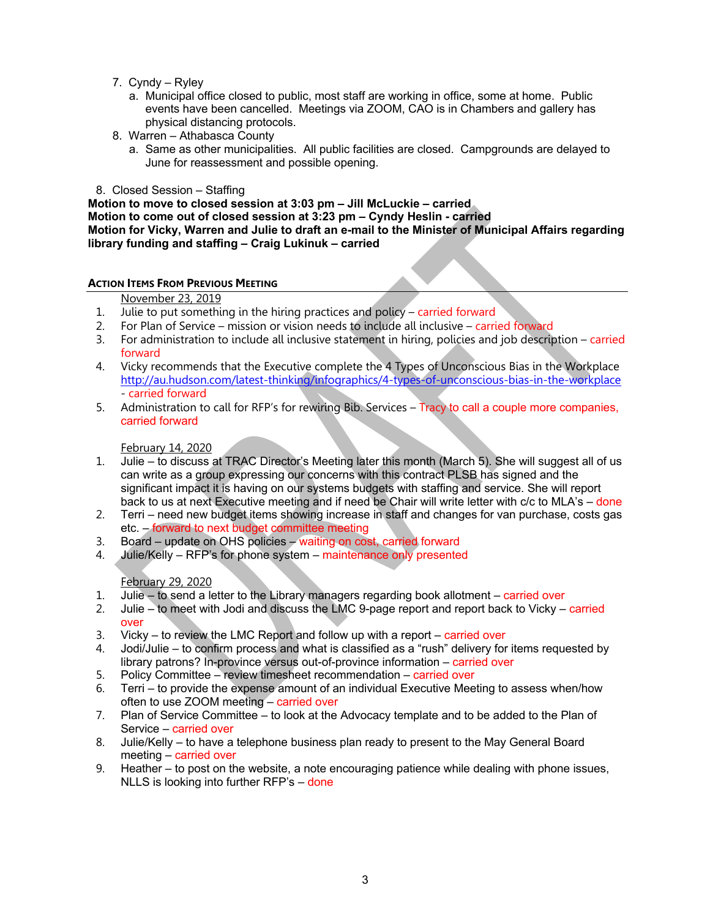7. Cyndy – Ryley
    a. Municipal office closed to public, most staff are working in office, some at home. Public events have been cancelled. Meetings via ZOOM, CAO is in Chambers and gallery has physical distancing protocols.
8. Warren – Athabasca County
    a. Same as other municipalities. All public facilities are closed. Campgrounds are delayed to June for reassessment and possible opening.

8. Closed Session – Staffing

**Motion to move to closed session at 3:03 pm – Jill McLuckie – carried**
**Motion to come out of closed session at 3:23 pm – Cyndy Heslin - carried**
**Motion for Vicky, Warren and Julie to draft an e-mail to the Minister of Municipal Affairs regarding library funding and staffing – Craig Lukinuk – carried**

## Action Items From Previous Meeting

November 23, 2019

1. Julie to put something in the hiring practices and policy – carried forward
2. For Plan of Service – mission or vision needs to include all inclusive – carried forward
3. For administration to include all inclusive statement in hiring, policies and job description – carried forward
4. Vicky recommends that the Executive complete the 4 Types of Unconscious Bias in the Workplace http://au.hudson.com/latest-thinking/infographics/4-types-of-unconscious-bias-in-the-workplace - carried forward
5. Administration to call for RFP's for rewiring Bib. Services – Tracy to call a couple more companies, carried forward

February 14, 2020

1. Julie – to discuss at TRAC Director's Meeting later this month (March 5). She will suggest all of us can write as a group expressing our concerns with this contract PLSB has signed and the significant impact it is having on our systems budgets with staffing and service. She will report back to us at next Executive meeting and if need be Chair will write letter with c/c to MLA's – done
2. Terri – need new budget items showing increase in staff and changes for van purchase, costs gas etc. – forward to next budget committee meeting
3. Board – update on OHS policies – waiting on cost, carried forward
4. Julie/Kelly – RFP's for phone system – maintenance only presented

February 29, 2020

1. Julie – to send a letter to the Library managers regarding book allotment – carried over
2. Julie – to meet with Jodi and discuss the LMC 9-page report and report back to Vicky – carried over
3. Vicky – to review the LMC Report and follow up with a report – carried over
4. Jodi/Julie – to confirm process and what is classified as a "rush" delivery for items requested by library patrons? In-province versus out-of-province information – carried over
5. Policy Committee – review timesheet recommendation – carried over
6. Terri – to provide the expense amount of an individual Executive Meeting to assess when/how often to use ZOOM meeting – carried over
7. Plan of Service Committee – to look at the Advocacy template and to be added to the Plan of Service – carried over
8. Julie/Kelly – to have a telephone business plan ready to present to the May General Board meeting – carried over
9. Heather – to post on the website, a note encouraging patience while dealing with phone issues, NLLS is looking into further RFP's – done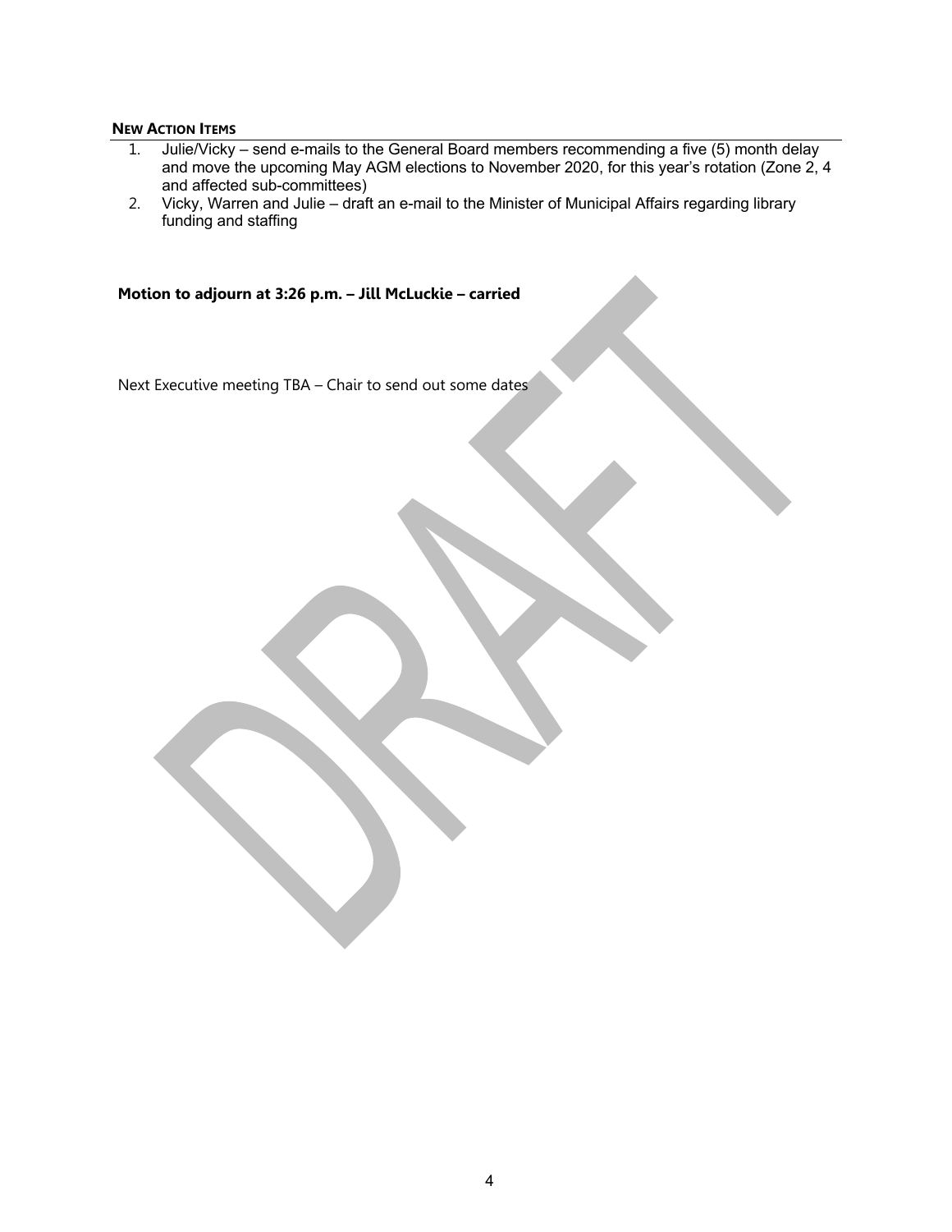#### NEW ACTION ITEMS

1. Julie/Vicky – send e-mails to the General Board members recommending a five (5) month delay and move the upcoming May AGM elections to November 2020, for this year's rotation (Zone 2, 4 and affected sub-committees)
2. Vicky, Warren and Julie – draft an e-mail to the Minister of Municipal Affairs regarding library funding and staffing

**Motion to adjourn at 3:26 p.m. – Jill McLuckie – carried**

Next Executive meeting TBA – Chair to send out some dates